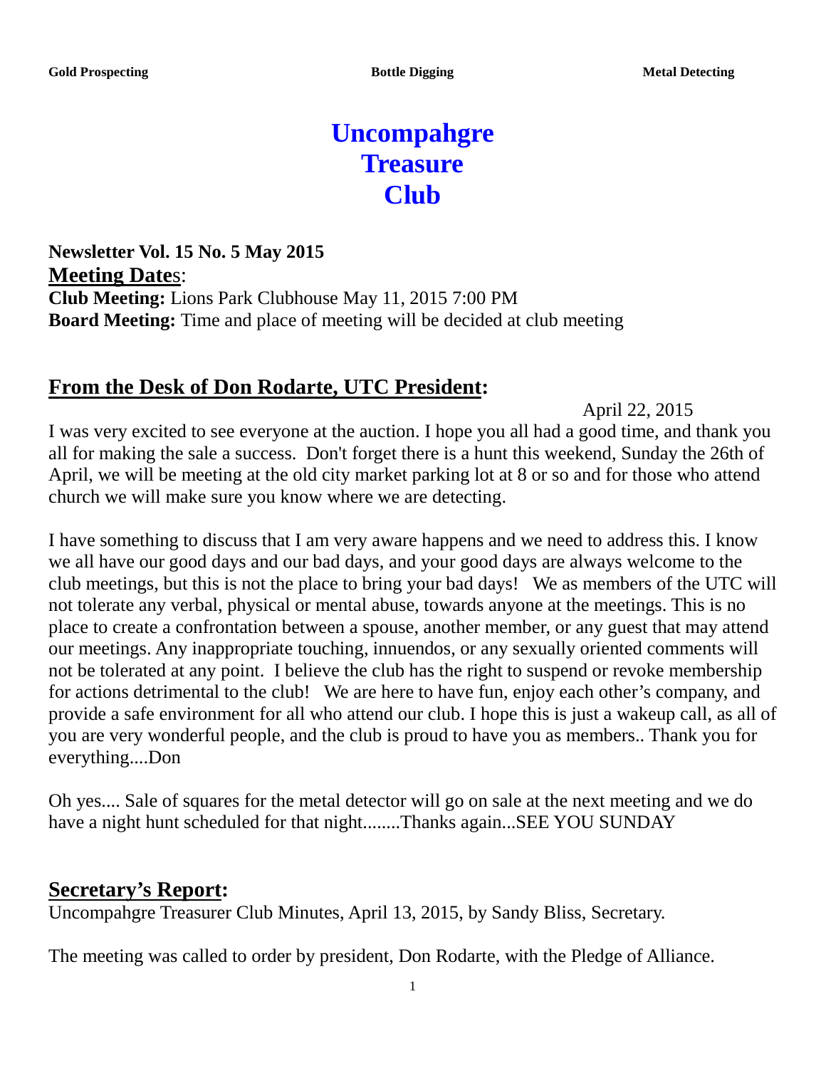**Gold Prospecting** **Bottle Digging** **Metal Detecting**

# Uncompahgre Treasure Club

**Newsletter Vol. 15 No. 5 May 2015**

**Meeting Dates**:

**Club Meeting:** Lions Park Clubhouse May 11, 2015 7:00 PM

**Board Meeting:** Time and place of meeting will be decided at club meeting

## From the Desk of Don Rodarte, UTC President:

April 22, 2015

I was very excited to see everyone at the auction. I hope you all had a good time, and thank you all for making the sale a success. Don't forget there is a hunt this weekend, Sunday the 26th of April, we will be meeting at the old city market parking lot at 8 or so and for those who attend church we will make sure you know where we are detecting.

I have something to discuss that I am very aware happens and we need to address this. I know we all have our good days and our bad days, and your good days are always welcome to the club meetings, but this is not the place to bring your bad days! We as members of the UTC will not tolerate any verbal, physical or mental abuse, towards anyone at the meetings. This is no place to create a confrontation between a spouse, another member, or any guest that may attend our meetings. Any inappropriate touching, innuendos, or any sexually oriented comments will not be tolerated at any point. I believe the club has the right to suspend or revoke membership for actions detrimental to the club! We are here to have fun, enjoy each other's company, and provide a safe environment for all who attend our club. I hope this is just a wakeup call, as all of you are very wonderful people, and the club is proud to have you as members.. Thank you for everything....Don

Oh yes.... Sale of squares for the metal detector will go on sale at the next meeting and we do have a night hunt scheduled for that night........Thanks again...SEE YOU SUNDAY

## Secretary's Report:

Uncompahgre Treasurer Club Minutes, April 13, 2015, by Sandy Bliss, Secretary.

The meeting was called to order by president, Don Rodarte, with the Pledge of Alliance.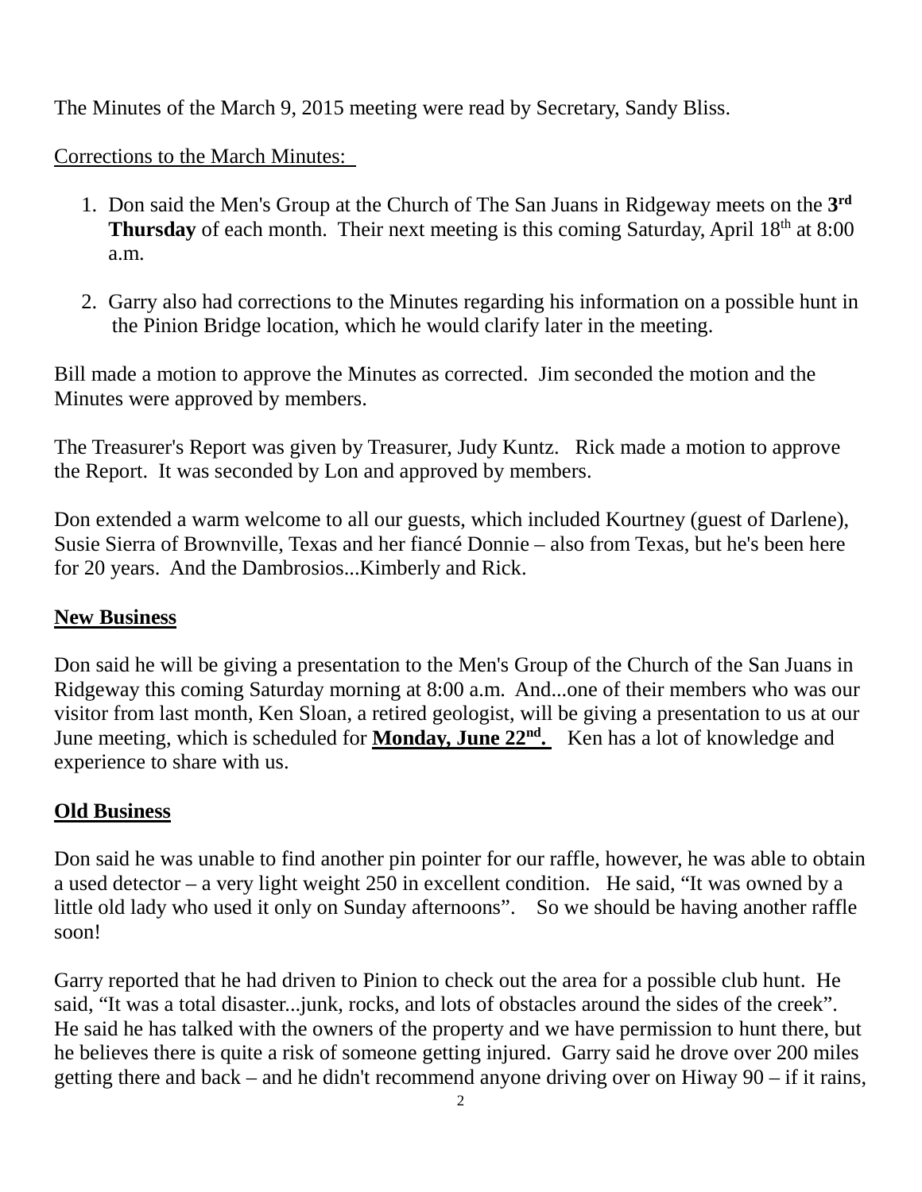The Minutes of the March 9, 2015 meeting were read by Secretary, Sandy Bliss.

Corrections to the March Minutes:

1. Don said the Men's Group at the Church of The San Juans in Ridgeway meets on the **3rd Thursday** of each month. Their next meeting is this coming Saturday, April 18th at 8:00 a.m.

2. Garry also had corrections to the Minutes regarding his information on a possible hunt in the Pinion Bridge location, which he would clarify later in the meeting.

Bill made a motion to approve the Minutes as corrected. Jim seconded the motion and the Minutes were approved by members.

The Treasurer's Report was given by Treasurer, Judy Kuntz. Rick made a motion to approve the Report. It was seconded by Lon and approved by members.

Don extended a warm welcome to all our guests, which included Kourtney (guest of Darlene), Susie Sierra of Brownville, Texas and her fiancé Donnie – also from Texas, but he's been here for 20 years. And the Dambrosios...Kimberly and Rick.

## New Business

Don said he will be giving a presentation to the Men's Group of the Church of the San Juans in Ridgeway this coming Saturday morning at 8:00 a.m. And...one of their members who was our visitor from last month, Ken Sloan, a retired geologist, will be giving a presentation to us at our June meeting, which is scheduled for **Monday, June 22nd.** Ken has a lot of knowledge and experience to share with us.

## Old Business

Don said he was unable to find another pin pointer for our raffle, however, he was able to obtain a used detector – a very light weight 250 in excellent condition. He said, "It was owned by a little old lady who used it only on Sunday afternoons". So we should be having another raffle soon!

Garry reported that he had driven to Pinion to check out the area for a possible club hunt. He said, "It was a total disaster...junk, rocks, and lots of obstacles around the sides of the creek". He said he has talked with the owners of the property and we have permission to hunt there, but he believes there is quite a risk of someone getting injured. Garry said he drove over 200 miles getting there and back – and he didn't recommend anyone driving over on Hiway 90 – if it rains,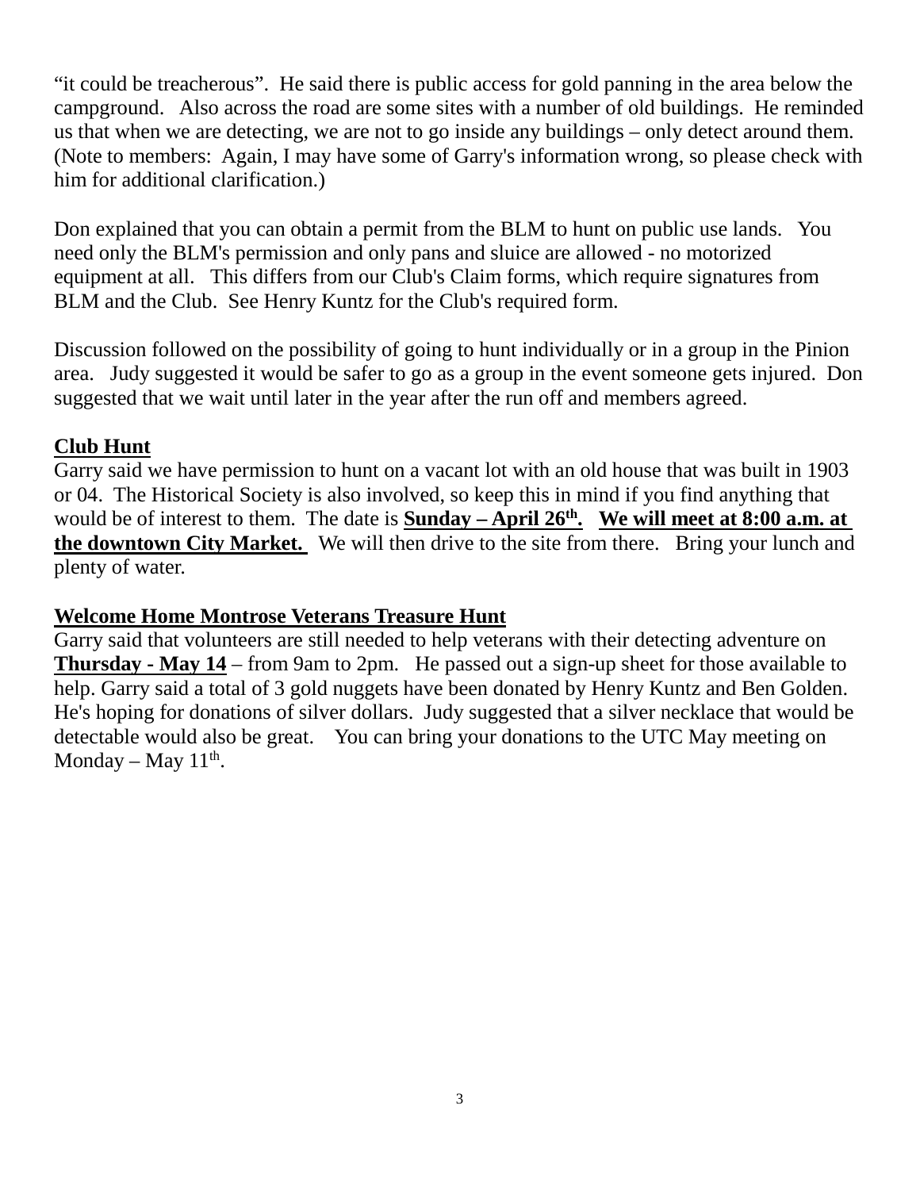"it could be treacherous". He said there is public access for gold panning in the area below the campground. Also across the road are some sites with a number of old buildings. He reminded us that when we are detecting, we are not to go inside any buildings – only detect around them. (Note to members: Again, I may have some of Garry's information wrong, so please check with him for additional clarification.)

Don explained that you can obtain a permit from the BLM to hunt on public use lands. You need only the BLM's permission and only pans and sluice are allowed - no motorized equipment at all. This differs from our Club's Claim forms, which require signatures from BLM and the Club. See Henry Kuntz for the Club's required form.

Discussion followed on the possibility of going to hunt individually or in a group in the Pinion area. Judy suggested it would be safer to go as a group in the event someone gets injured. Don suggested that we wait until later in the year after the run off and members agreed.

**Club Hunt**

Garry said we have permission to hunt on a vacant lot with an old house that was built in 1903 or 04. The Historical Society is also involved, so keep this in mind if you find anything that would be of interest to them. The date is **Sunday – April 26th.** **We will meet at 8:00 a.m. at the downtown City Market.** We will then drive to the site from there. Bring your lunch and plenty of water.

**Welcome Home Montrose Veterans Treasure Hunt**

Garry said that volunteers are still needed to help veterans with their detecting adventure on **Thursday - May 14** – from 9am to 2pm. He passed out a sign-up sheet for those available to help. Garry said a total of 3 gold nuggets have been donated by Henry Kuntz and Ben Golden. He's hoping for donations of silver dollars. Judy suggested that a silver necklace that would be detectable would also be great. You can bring your donations to the UTC May meeting on Monday – May 11th.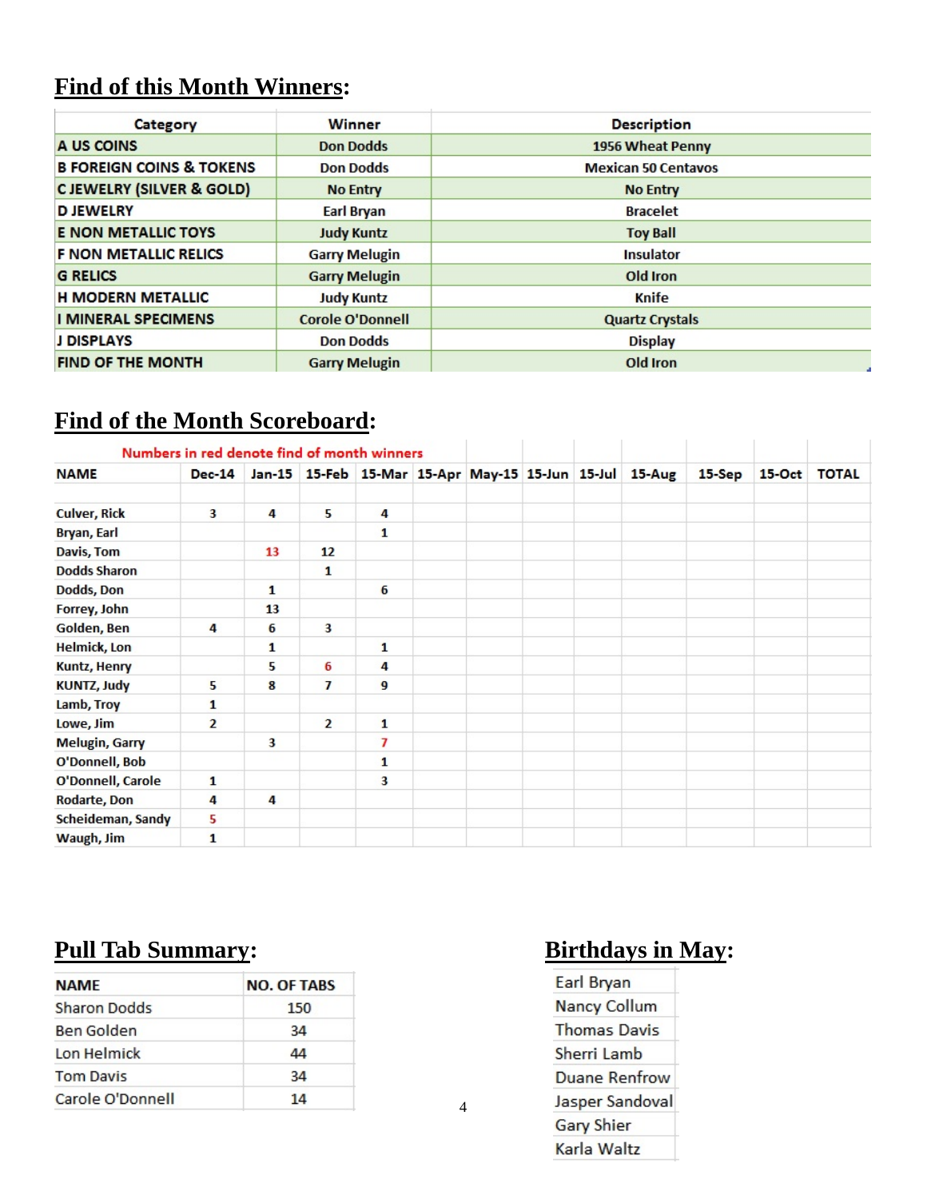## Find of this Month Winners:

| Category | Winner | Description |
|---|---|---|
| A US COINS | Don Dodds | 1956 Wheat Penny |
| B FOREIGN COINS & TOKENS | Don Dodds | Mexican 50 Centavos |
| C JEWELRY (SILVER & GOLD) | No Entry | No Entry |
| D JEWELRY | Earl Bryan | Bracelet |
| E NON METALLIC TOYS | Judy Kuntz | Toy Ball |
| F NON METALLIC RELICS | Garry Melugin | Insulator |
| G RELICS | Garry Melugin | Old Iron |
| H MODERN METALLIC | Judy Kuntz | Knife |
| I MINERAL SPECIMENS | Corole O'Donnell | Quartz Crystals |
| J DISPLAYS | Don Dodds | Display |
| FIND OF THE MONTH | Garry Melugin | Old Iron |

## Find of the Month Scoreboard:

Numbers in red denote find of month winners

| NAME | Dec-14 | Jan-15 | 15-Feb | 15-Mar | 15-Apr | May-15 | 15-Jun | 15-Jul | 15-Aug | 15-Sep | 15-Oct | TOTAL |
|---|---|---|---|---|---|---|---|---|---|---|---|---|
| Culver, Rick | 3 | 4 | 5 | 4 | | | | | | | | |
| Bryan, Earl | | | | 1 | | | | | | | | |
| Davis, Tom | | 13 | 12 | | | | | | | | | |
| Dodds Sharon | | | 1 | | | | | | | | | |
| Dodds, Don | | 1 | | 6 | | | | | | | | |
| Forrey, John | | 13 | | | | | | | | | | |
| Golden, Ben | 4 | 6 | 3 | | | | | | | | | |
| Helmick, Lon | | 1 | | 1 | | | | | | | | |
| Kuntz, Henry | | 5 | 6 | 4 | | | | | | | | |
| KUNTZ, Judy | 5 | 8 | 7 | 9 | | | | | | | | |
| Lamb, Troy | 1 | | | | | | | | | | | |
| Lowe, Jim | 2 | | 2 | 1 | | | | | | | | |
| Melugin, Garry | | 3 | | 7 | | | | | | | | |
| O'Donnell, Bob | | | | 1 | | | | | | | | |
| O'Donnell, Carole | 1 | | | 3 | | | | | | | | |
| Rodarte, Don | 4 | 4 | | | | | | | | | | |
| Scheideman, Sandy | 5 | | | | | | | | | | | |
| Waugh, Jim | 1 | | | | | | | | | | | |

## Pull Tab Summary:

| NAME | NO. OF TABS |
|---|---|
| Sharon Dodds | 150 |
| Ben Golden | 34 |
| Lon Helmick | 44 |
| Tom Davis | 34 |
| Carole O'Donnell | 14 |

## Birthdays in May:

| |
|---|
| Earl Bryan |
| Nancy Collum |
| Thomas Davis |
| Sherri Lamb |
| Duane Renfrow |
| Jasper Sandoval |
| Gary Shier |
| Karla Waltz |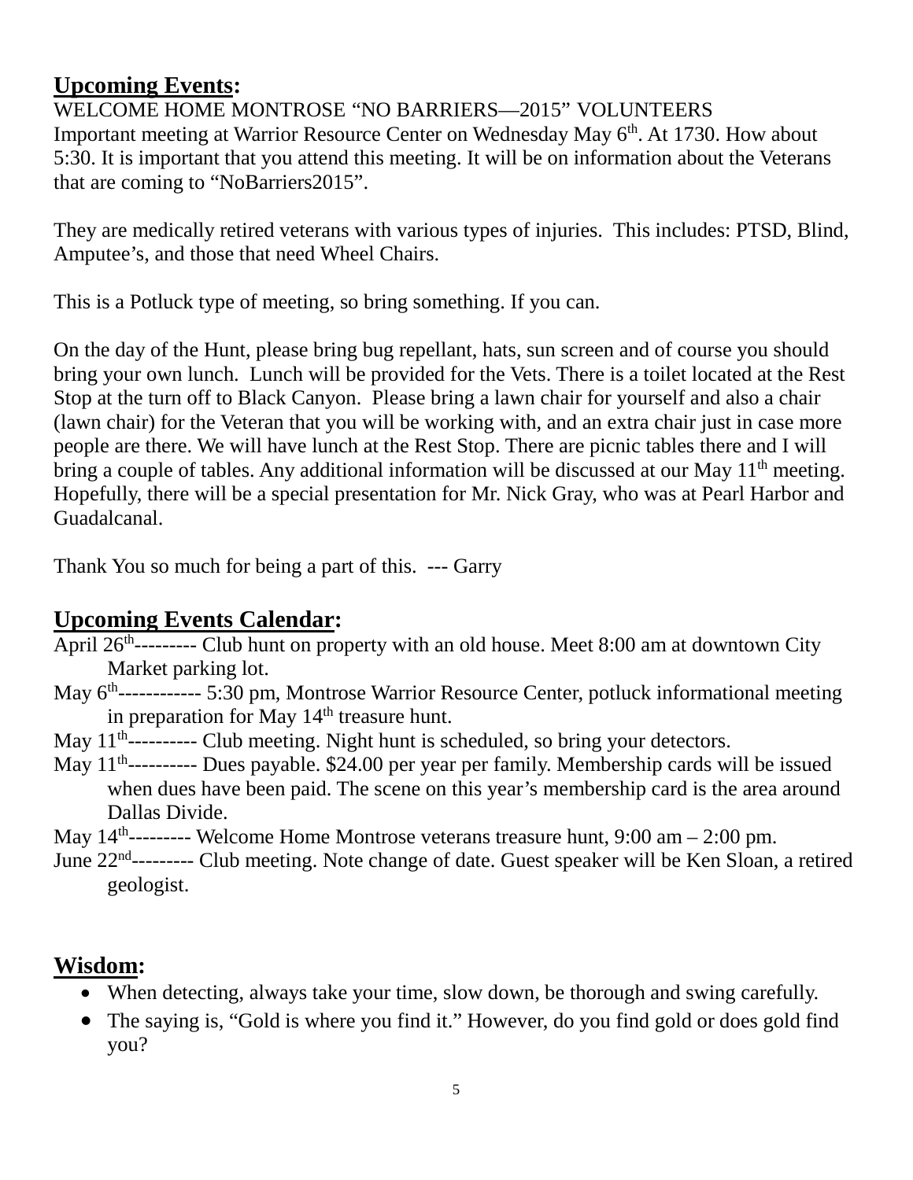## **Upcoming Events:**

WELCOME HOME MONTROSE "NO BARRIERS—2015" VOLUNTEERS
Important meeting at Warrior Resource Center on Wednesday May 6th. At 1730. How about 5:30. It is important that you attend this meeting. It will be on information about the Veterans that are coming to "NoBarriers2015".

They are medically retired veterans with various types of injuries. This includes: PTSD, Blind, Amputee's, and those that need Wheel Chairs.

This is a Potluck type of meeting, so bring something. If you can.

On the day of the Hunt, please bring bug repellant, hats, sun screen and of course you should bring your own lunch. Lunch will be provided for the Vets. There is a toilet located at the Rest Stop at the turn off to Black Canyon. Please bring a lawn chair for yourself and also a chair (lawn chair) for the Veteran that you will be working with, and an extra chair just in case more people are there. We will have lunch at the Rest Stop. There are picnic tables there and I will bring a couple of tables. Any additional information will be discussed at our May 11th meeting. Hopefully, there will be a special presentation for Mr. Nick Gray, who was at Pearl Harbor and Guadalcanal.

Thank You so much for being a part of this. --- Garry

## **Upcoming Events Calendar:**

April 26th--------- Club hunt on property with an old house. Meet 8:00 am at downtown City Market parking lot.

May 6th------------ 5:30 pm, Montrose Warrior Resource Center, potluck informational meeting in preparation for May 14th treasure hunt.

May 11th---------- Club meeting. Night hunt is scheduled, so bring your detectors.

May 11th---------- Dues payable. $24.00 per year per family. Membership cards will be issued when dues have been paid. The scene on this year's membership card is the area around Dallas Divide.

May 14th--------- Welcome Home Montrose veterans treasure hunt, 9:00 am – 2:00 pm.

June 22nd--------- Club meeting. Note change of date. Guest speaker will be Ken Sloan, a retired geologist.

## **Wisdom:**

- When detecting, always take your time, slow down, be thorough and swing carefully.
- The saying is, "Gold is where you find it." However, do you find gold or does gold find you?